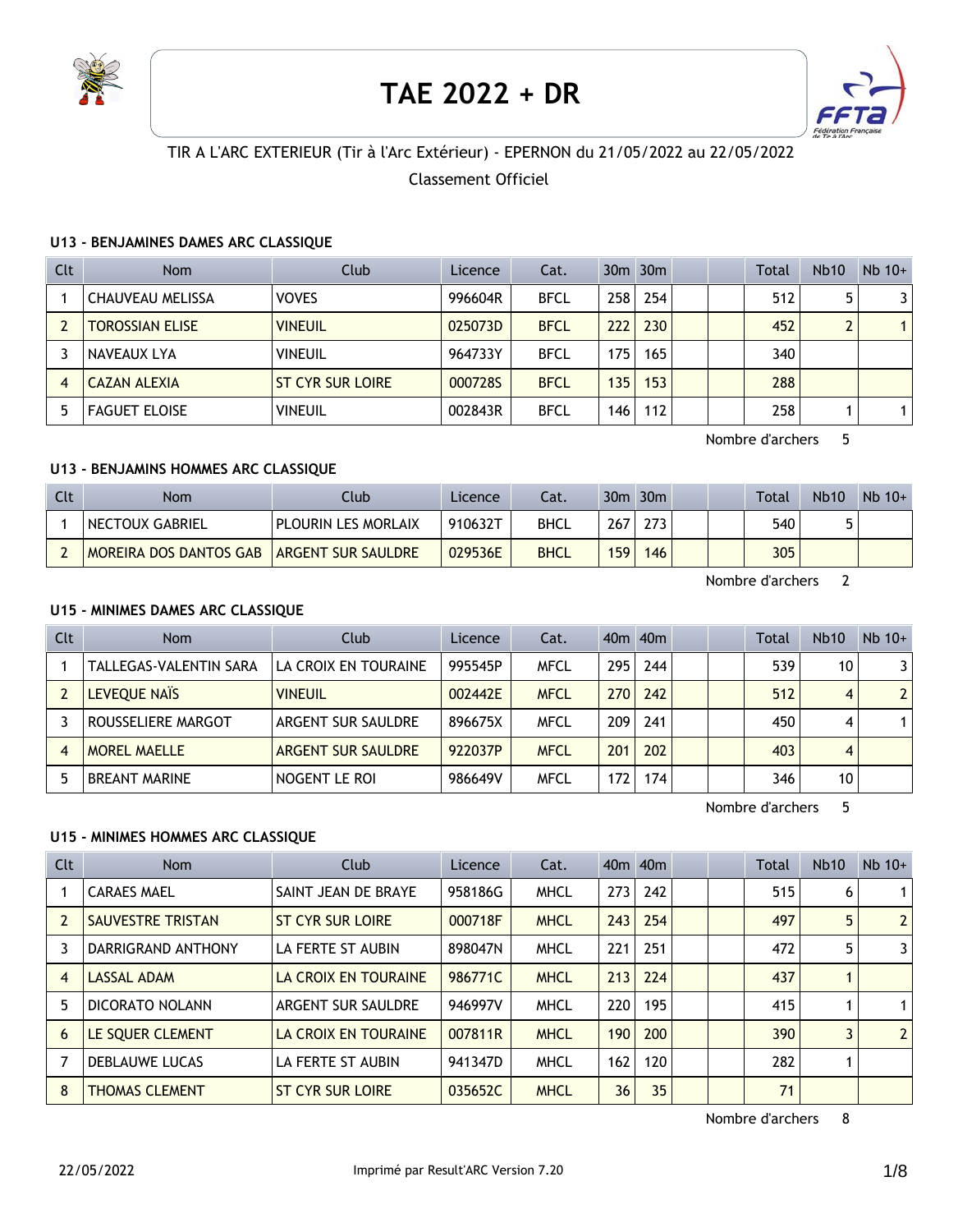# TAE 2022 + DR

TIR A L'ARC EXTERIEUR (Tir à l'Arc Extérieur) - EPERNON du 21/05/2022 au 22/05/2022

Classement Officiel

### U13 - BENJAMINES DAMES ARC CLASSIQUE

| Clt | Nom | Club | Licence | Cat. | 30m | 30m | | | Total | Nb10 | Nb 10+ |
|---|---|---|---|---|---|---|---|---|---|---|---|
| 1 | CHAUVEAU MELISSA | VOVES | 996604R | BFCL | 258 | 254 | | | 512 | 5 | 3 |
| 2 | TOROSSIAN ELISE | VINEUIL | 025073D | BFCL | 222 | 230 | | | 452 | 2 | 1 |
| 3 | NAVEAUX LYA | VINEUIL | 964733Y | BFCL | 175 | 165 | | | 340 | | |
| 4 | CAZAN ALEXIA | ST CYR SUR LOIRE | 000728S | BFCL | 135 | 153 | | | 288 | | |
| 5 | FAGUET ELOISE | VINEUIL | 002843R | BFCL | 146 | 112 | | | 258 | 1 | 1 |

Nombre d'archers 5

### U13 - BENJAMINS HOMMES ARC CLASSIQUE

| Clt | Nom | Club | Licence | Cat. | 30m | 30m | | | Total | Nb10 | Nb 10+ |
|---|---|---|---|---|---|---|---|---|---|---|---|
| 1 | NECTOUX GABRIEL | PLOURIN LES MORLAIX | 910632T | BHCL | 267 | 273 | | | 540 | 5 | |
| 2 | MOREIRA DOS DANTOS GAB | ARGENT SUR SAULDRE | 029536E | BHCL | 159 | 146 | | | 305 | | |

Nombre d'archers 2

### U15 - MINIMES DAMES ARC CLASSIQUE

| Clt | Nom | Club | Licence | Cat. | 40m | 40m | | | Total | Nb10 | Nb 10+ |
|---|---|---|---|---|---|---|---|---|---|---|---|
| 1 | TALLEGAS-VALENTIN SARA | LA CROIX EN TOURAINE | 995545P | MFCL | 295 | 244 | | | 539 | 10 | 3 |
| 2 | LEVEQUE NAÏS | VINEUIL | 002442E | MFCL | 270 | 242 | | | 512 | 4 | 2 |
| 3 | ROUSSELIERE MARGOT | ARGENT SUR SAULDRE | 896675X | MFCL | 209 | 241 | | | 450 | 4 | 1 |
| 4 | MOREL MAELLE | ARGENT SUR SAULDRE | 922037P | MFCL | 201 | 202 | | | 403 | 4 | |
| 5 | BREANT MARINE | NOGENT LE ROI | 986649V | MFCL | 172 | 174 | | | 346 | 10 | |

Nombre d'archers 5

### U15 - MINIMES HOMMES ARC CLASSIQUE

| Clt | Nom | Club | Licence | Cat. | 40m | 40m | | | Total | Nb10 | Nb 10+ |
|---|---|---|---|---|---|---|---|---|---|---|---|
| 1 | CARAES MAEL | SAINT JEAN DE BRAYE | 958186G | MHCL | 273 | 242 | | | 515 | 6 | 1 |
| 2 | SAUVESTRE TRISTAN | ST CYR SUR LOIRE | 000718F | MHCL | 243 | 254 | | | 497 | 5 | 2 |
| 3 | DARRIGRAND ANTHONY | LA FERTE ST AUBIN | 898047N | MHCL | 221 | 251 | | | 472 | 5 | 3 |
| 4 | LASSAL ADAM | LA CROIX EN TOURAINE | 986771C | MHCL | 213 | 224 | | | 437 | 1 | |
| 5 | DICORATO NOLANN | ARGENT SUR SAULDRE | 946997V | MHCL | 220 | 195 | | | 415 | 1 | 1 |
| 6 | LE SQUER CLEMENT | LA CROIX EN TOURAINE | 007811R | MHCL | 190 | 200 | | | 390 | 3 | 2 |
| 7 | DEBLAUWE LUCAS | LA FERTE ST AUBIN | 941347D | MHCL | 162 | 120 | | | 282 | 1 | |
| 8 | THOMAS CLEMENT | ST CYR SUR LOIRE | 035652C | MHCL | 36 | 35 | | | 71 | | |

Nombre d'archers 8

22/05/2022 Imprimé par Result'ARC Version 7.20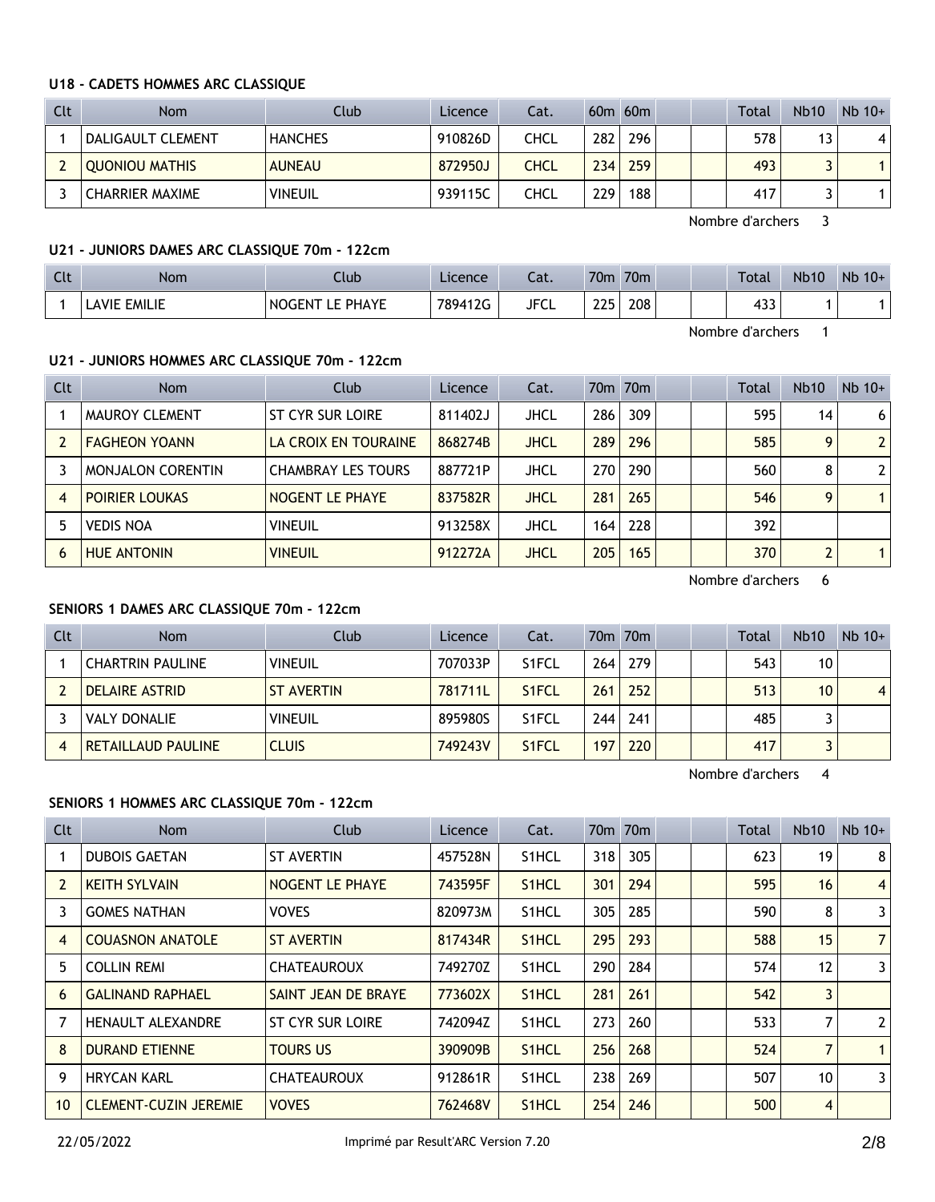#### U18 - CADETS HOMMES ARC CLASSIQUE

| Clt | Nom | Club | Licence | Cat. | 60m | 60m | | | Total | Nb10 | Nb 10+ |
|---|---|---|---|---|---|---|---|---|---|---|---|
| 1 | DALIGAULT CLEMENT | HANCHES | 910826D | CHCL | 282 | 296 | | | 578 | 13 | 4 |
| 2 | QUONIOU MATHIS | AUNEAU | 872950J | CHCL | 234 | 259 | | | 493 | 3 | 1 |
| 3 | CHARRIER MAXIME | VINEUIL | 939115C | CHCL | 229 | 188 | | | 417 | 3 | 1 |

Nombre d'archers 3

#### U21 - JUNIORS DAMES ARC CLASSIQUE 70m - 122cm

| Clt | Nom | Club | Licence | Cat. | 70m | 70m | | | Total | Nb10 | Nb 10+ |
|---|---|---|---|---|---|---|---|---|---|---|---|
| 1 | LAVIE EMILIE | NOGENT LE PHAYE | 789412G | JFCL | 225 | 208 | | | 433 | 1 | 1 |

Nombre d'archers 1

#### U21 - JUNIORS HOMMES ARC CLASSIQUE 70m - 122cm

| Clt | Nom | Club | Licence | Cat. | 70m | 70m | | | Total | Nb10 | Nb 10+ |
|---|---|---|---|---|---|---|---|---|---|---|---|
| 1 | MAUROY CLEMENT | ST CYR SUR LOIRE | 811402J | JHCL | 286 | 309 | | | 595 | 14 | 6 |
| 2 | FAGHEON YOANN | LA CROIX EN TOURAINE | 868274B | JHCL | 289 | 296 | | | 585 | 9 | 2 |
| 3 | MONJALON CORENTIN | CHAMBRAY LES TOURS | 887721P | JHCL | 270 | 290 | | | 560 | 8 | 2 |
| 4 | POIRIER LOUKAS | NOGENT LE PHAYE | 837582R | JHCL | 281 | 265 | | | 546 | 9 | 1 |
| 5 | VEDIS NOA | VINEUIL | 913258X | JHCL | 164 | 228 | | | 392 | | |
| 6 | HUE ANTONIN | VINEUIL | 912272A | JHCL | 205 | 165 | | | 370 | 2 | 1 |

Nombre d'archers 6

#### SENIORS 1 DAMES ARC CLASSIQUE 70m - 122cm

| Clt | Nom | Club | Licence | Cat. | 70m | 70m | | | Total | Nb10 | Nb 10+ |
|---|---|---|---|---|---|---|---|---|---|---|---|
| 1 | CHARTRIN PAULINE | VINEUIL | 707033P | S1FCL | 264 | 279 | | | 543 | 10 | |
| 2 | DELAIRE ASTRID | ST AVERTIN | 781711L | S1FCL | 261 | 252 | | | 513 | 10 | 4 |
| 3 | VALY DONALIE | VINEUIL | 895980S | S1FCL | 244 | 241 | | | 485 | 3 | |
| 4 | RETAILLAUD PAULINE | CLUIS | 749243V | S1FCL | 197 | 220 | | | 417 | 3 | |

Nombre d'archers 4

#### SENIORS 1 HOMMES ARC CLASSIQUE 70m - 122cm

| Clt | Nom | Club | Licence | Cat. | 70m | 70m | | | Total | Nb10 | Nb 10+ |
|---|---|---|---|---|---|---|---|---|---|---|---|
| 1 | DUBOIS GAETAN | ST AVERTIN | 457528N | S1HCL | 318 | 305 | | | 623 | 19 | 8 |
| 2 | KEITH SYLVAIN | NOGENT LE PHAYE | 743595F | S1HCL | 301 | 294 | | | 595 | 16 | 4 |
| 3 | GOMES NATHAN | VOVES | 820973M | S1HCL | 305 | 285 | | | 590 | 8 | 3 |
| 4 | COUASNON ANATOLE | ST AVERTIN | 817434R | S1HCL | 295 | 293 | | | 588 | 15 | 7 |
| 5 | COLLIN REMI | CHATEAUROUX | 749270Z | S1HCL | 290 | 284 | | | 574 | 12 | 3 |
| 6 | GALINAND RAPHAEL | SAINT JEAN DE BRAYE | 773602X | S1HCL | 281 | 261 | | | 542 | 3 | |
| 7 | HENAULT ALEXANDRE | ST CYR SUR LOIRE | 742094Z | S1HCL | 273 | 260 | | | 533 | 7 | 2 |
| 8 | DURAND ETIENNE | TOURS US | 390909B | S1HCL | 256 | 268 | | | 524 | 7 | 1 |
| 9 | HRYCAN KARL | CHATEAUROUX | 912861R | S1HCL | 238 | 269 | | | 507 | 10 | 3 |
| 10 | CLEMENT-CUZIN JEREMIE | VOVES | 762468V | S1HCL | 254 | 246 | | | 500 | 4 | |

22/05/2022 Imprimé par Result'ARC Version 7.20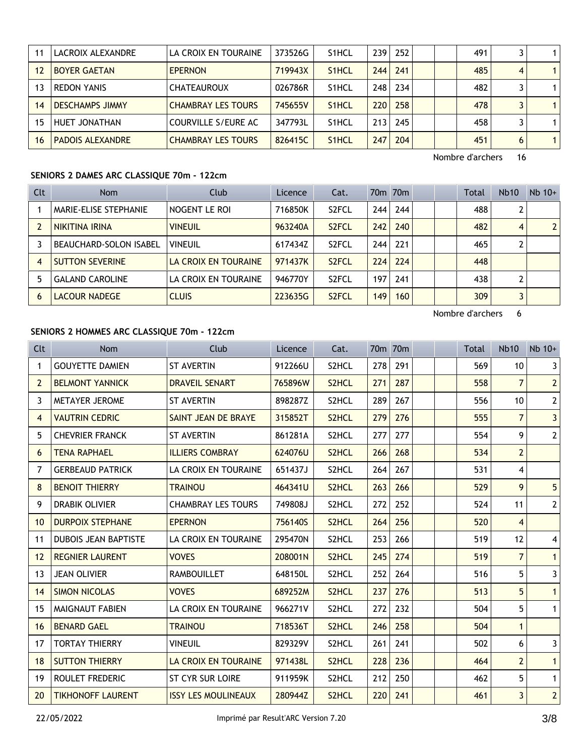| 11 | LACROIX ALEXANDRE | LA CROIX EN TOURAINE | 373526G | S1HCL | 239 | 252 | | | 491 | 3 | 1 |
|---|---|---|---|---|---|---|---|---|---|---|---|
| 12 | BOYER GAETAN | EPERNON | 719943X | S1HCL | 244 | 241 | | | 485 | 4 | 1 |
| 13 | REDON YANIS | CHATEAUROUX | 026786R | S1HCL | 248 | 234 | | | 482 | 3 | 1 |
| 14 | DESCHAMPS JIMMY | CHAMBRAY LES TOURS | 745655V | S1HCL | 220 | 258 | | | 478 | 3 | 1 |
| 15 | HUET JONATHAN | COURVILLE S/EURE AC | 347793L | S1HCL | 213 | 245 | | | 458 | 3 | 1 |
| 16 | PADOIS ALEXANDRE | CHAMBRAY LES TOURS | 826415C | S1HCL | 247 | 204 | | | 451 | 6 | 1 |

Nombre d'archers 16

### SENIORS 2 DAMES ARC CLASSIQUE 70m - 122cm

| Clt | Nom | Club | Licence | Cat. | 70m | 70m | | | Total | Nb10 | Nb 10+ |
|---|---|---|---|---|---|---|---|---|---|---|---|
| 1 | MARIE-ELISE STEPHANIE | NOGENT LE ROI | 716850K | S2FCL | 244 | 244 | | | 488 | 2 | |
| 2 | NIKITINA IRINA | VINEUIL | 963240A | S2FCL | 242 | 240 | | | 482 | 4 | 2 |
| 3 | BEAUCHARD-SOLON ISABEL | VINEUIL | 617434Z | S2FCL | 244 | 221 | | | 465 | 2 | |
| 4 | SUTTON SEVERINE | LA CROIX EN TOURAINE | 971437K | S2FCL | 224 | 224 | | | 448 | | |
| 5 | GALAND CAROLINE | LA CROIX EN TOURAINE | 946770Y | S2FCL | 197 | 241 | | | 438 | 2 | |
| 6 | LACOUR NADEGE | CLUIS | 223635G | S2FCL | 149 | 160 | | | 309 | 3 | |

Nombre d'archers 6

### SENIORS 2 HOMMES ARC CLASSIQUE 70m - 122cm

| Clt | Nom | Club | Licence | Cat. | 70m | 70m | | | Total | Nb10 | Nb 10+ |
|---|---|---|---|---|---|---|---|---|---|---|---|
| 1 | GOUYETTE DAMIEN | ST AVERTIN | 912266U | S2HCL | 278 | 291 | | | 569 | 10 | 3 |
| 2 | BELMONT YANNICK | DRAVEIL SENART | 765896W | S2HCL | 271 | 287 | | | 558 | 7 | 2 |
| 3 | METAYER JEROME | ST AVERTIN | 898287Z | S2HCL | 289 | 267 | | | 556 | 10 | 2 |
| 4 | VAUTRIN CEDRIC | SAINT JEAN DE BRAYE | 315852T | S2HCL | 279 | 276 | | | 555 | 7 | 3 |
| 5 | CHEVRIER FRANCK | ST AVERTIN | 861281A | S2HCL | 277 | 277 | | | 554 | 9 | 2 |
| 6 | TENA RAPHAEL | ILLIERS COMBRAY | 624076U | S2HCL | 266 | 268 | | | 534 | 2 | |
| 7 | GERBEAUD PATRICK | LA CROIX EN TOURAINE | 651437J | S2HCL | 264 | 267 | | | 531 | 4 | |
| 8 | BENOIT THIERRY | TRAINOU | 464341U | S2HCL | 263 | 266 | | | 529 | 9 | 5 |
| 9 | DRABIK OLIVIER | CHAMBRAY LES TOURS | 749808J | S2HCL | 272 | 252 | | | 524 | 11 | 2 |
| 10 | DURPOIX STEPHANE | EPERNON | 756140S | S2HCL | 264 | 256 | | | 520 | 4 | |
| 11 | DUBOIS JEAN BAPTISTE | LA CROIX EN TOURAINE | 295470N | S2HCL | 253 | 266 | | | 519 | 12 | 4 |
| 12 | REGNIER LAURENT | VOVES | 208001N | S2HCL | 245 | 274 | | | 519 | 7 | 1 |
| 13 | JEAN OLIVIER | RAMBOUILLET | 648150L | S2HCL | 252 | 264 | | | 516 | 5 | 3 |
| 14 | SIMON NICOLAS | VOVES | 689252M | S2HCL | 237 | 276 | | | 513 | 5 | 1 |
| 15 | MAIGNAUT FABIEN | LA CROIX EN TOURAINE | 966271V | S2HCL | 272 | 232 | | | 504 | 5 | 1 |
| 16 | BENARD GAEL | TRAINOU | 718536T | S2HCL | 246 | 258 | | | 504 | 1 | |
| 17 | TORTAY THIERRY | VINEUIL | 829329V | S2HCL | 261 | 241 | | | 502 | 6 | 3 |
| 18 | SUTTON THIERRY | LA CROIX EN TOURAINE | 971438L | S2HCL | 228 | 236 | | | 464 | 2 | 1 |
| 19 | ROULET FREDERIC | ST CYR SUR LOIRE | 911959K | S2HCL | 212 | 250 | | | 462 | 5 | 1 |
| 20 | TIKHONOFF LAURENT | ISSY LES MOULINEAUX | 280944Z | S2HCL | 220 | 241 | | | 461 | 3 | 2 |

22/05/2022 Imprimé par Result'ARC Version 7.20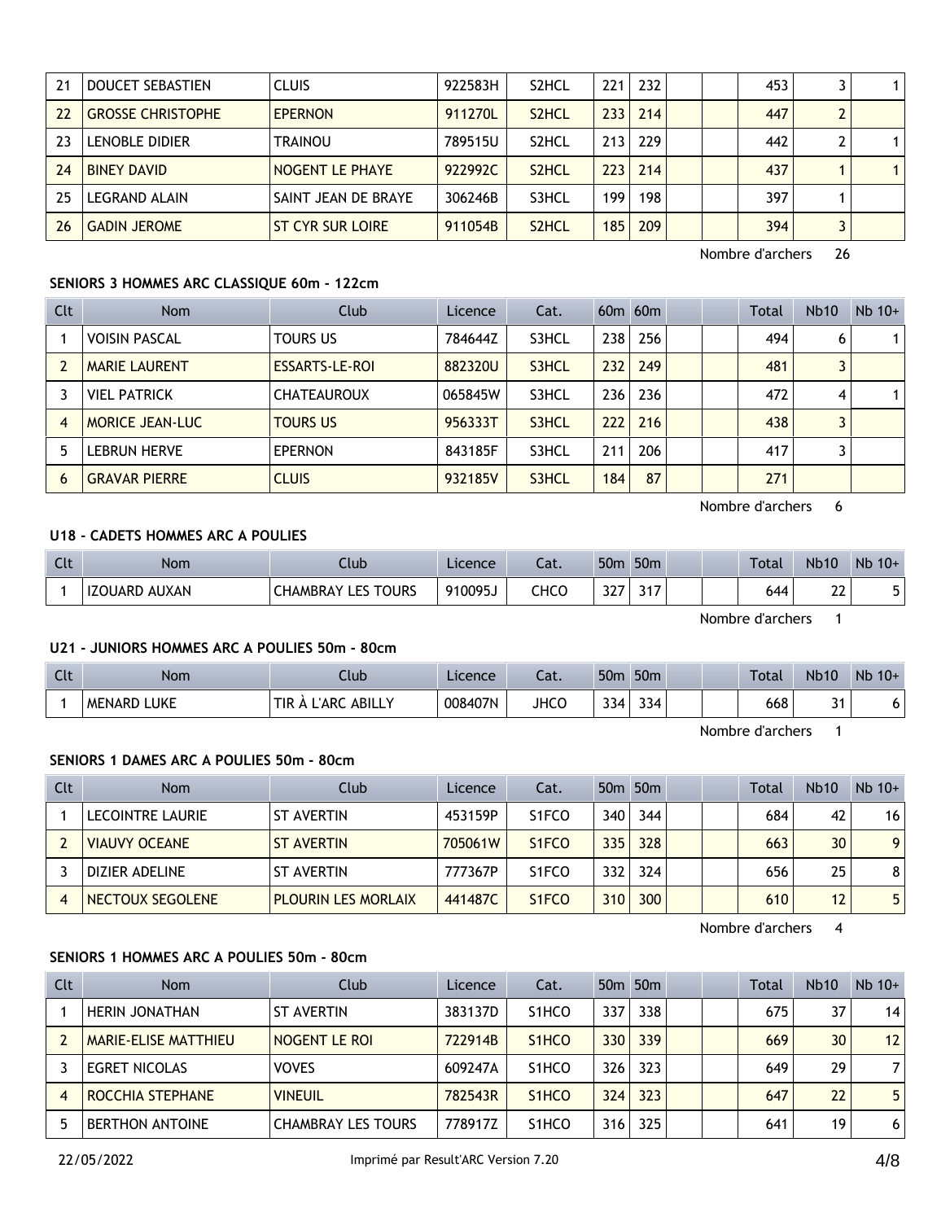| 21 | DOUCET SEBASTIEN | CLUIS | 922583H | S2HCL | 221 | 232 | | | 453 | 3 | 1 |
|---|---|---|---|---|---|---|---|---|---|---|---|
| 22 | GROSSE CHRISTOPHE | EPERNON | 911270L | S2HCL | 233 | 214 | | | 447 | 2 | |
| 23 | LENOBLE DIDIER | TRAINOU | 789515U | S2HCL | 213 | 229 | | | 442 | 2 | 1 |
| 24 | BINEY DAVID | NOGENT LE PHAYE | 922992C | S2HCL | 223 | 214 | | | 437 | 1 | 1 |
| 25 | LEGRAND ALAIN | SAINT JEAN DE BRAYE | 306246B | S3HCL | 199 | 198 | | | 397 | 1 | |
| 26 | GADIN JEROME | ST CYR SUR LOIRE | 911054B | S2HCL | 185 | 209 | | | 394 | 3 | |

Nombre d'archers 26

### SENIORS 3 HOMMES ARC CLASSIQUE 60m - 122cm

| Clt | Nom | Club | Licence | Cat. | 60m | 60m | | | Total | Nb10 | Nb 10+ |
|---|---|---|---|---|---|---|---|---|---|---|---|
| 1 | VOISIN PASCAL | TOURS US | 784644Z | S3HCL | 238 | 256 | | | 494 | 6 | 1 |
| 2 | MARIE LAURENT | ESSARTS-LE-ROI | 882320U | S3HCL | 232 | 249 | | | 481 | 3 | |
| 3 | VIEL PATRICK | CHATEAUROUX | 065845W | S3HCL | 236 | 236 | | | 472 | 4 | 1 |
| 4 | MORICE JEAN-LUC | TOURS US | 956333T | S3HCL | 222 | 216 | | | 438 | 3 | |
| 5 | LEBRUN HERVE | EPERNON | 843185F | S3HCL | 211 | 206 | | | 417 | 3 | |
| 6 | GRAVAR PIERRE | CLUIS | 932185V | S3HCL | 184 | 87 | | | 271 | | |

Nombre d'archers 6

### U18 - CADETS HOMMES ARC A POULIES

| Clt | Nom | Club | Licence | Cat. | 50m | 50m | | | Total | Nb10 | Nb 10+ |
|---|---|---|---|---|---|---|---|---|---|---|---|
| 1 | IZOUARD AUXAN | CHAMBRAY LES TOURS | 910095J | CHCO | 327 | 317 | | | 644 | 22 | 5 |

Nombre d'archers 1

### U21 - JUNIORS HOMMES ARC A POULIES 50m - 80cm

| Clt | Nom | Club | Licence | Cat. | 50m | 50m | | | Total | Nb10 | Nb 10+ |
|---|---|---|---|---|---|---|---|---|---|---|---|
| 1 | MENARD LUKE | TIR À L'ARC ABILLY | 008407N | JHCO | 334 | 334 | | | 668 | 31 | 6 |

Nombre d'archers 1

### SENIORS 1 DAMES ARC A POULIES 50m - 80cm

| Clt | Nom | Club | Licence | Cat. | 50m | 50m | | | Total | Nb10 | Nb 10+ |
|---|---|---|---|---|---|---|---|---|---|---|---|
| 1 | LECOINTRE LAURIE | ST AVERTIN | 453159P | S1FCO | 340 | 344 | | | 684 | 42 | 16 |
| 2 | VIAUVY OCEANE | ST AVERTIN | 705061W | S1FCO | 335 | 328 | | | 663 | 30 | 9 |
| 3 | DIZIER ADELINE | ST AVERTIN | 777367P | S1FCO | 332 | 324 | | | 656 | 25 | 8 |
| 4 | NECTOUX SEGOLENE | PLOURIN LES MORLAIX | 441487C | S1FCO | 310 | 300 | | | 610 | 12 | 5 |

Nombre d'archers 4

### SENIORS 1 HOMMES ARC A POULIES 50m - 80cm

| Clt | Nom | Club | Licence | Cat. | 50m | 50m | | | Total | Nb10 | Nb 10+ |
|---|---|---|---|---|---|---|---|---|---|---|---|
| 1 | HERIN JONATHAN | ST AVERTIN | 383137D | S1HCO | 337 | 338 | | | 675 | 37 | 14 |
| 2 | MARIE-ELISE MATTHIEU | NOGENT LE ROI | 722914B | S1HCO | 330 | 339 | | | 669 | 30 | 12 |
| 3 | EGRET NICOLAS | VOVES | 609247A | S1HCO | 326 | 323 | | | 649 | 29 | 7 |
| 4 | ROCCHIA STEPHANE | VINEUIL | 782543R | S1HCO | 324 | 323 | | | 647 | 22 | 5 |
| 5 | BERTHON ANTOINE | CHAMBRAY LES TOURS | 778917Z | S1HCO | 316 | 325 | | | 641 | 19 | 6 |

22/05/2022 Imprimé par Result'ARC Version 7.20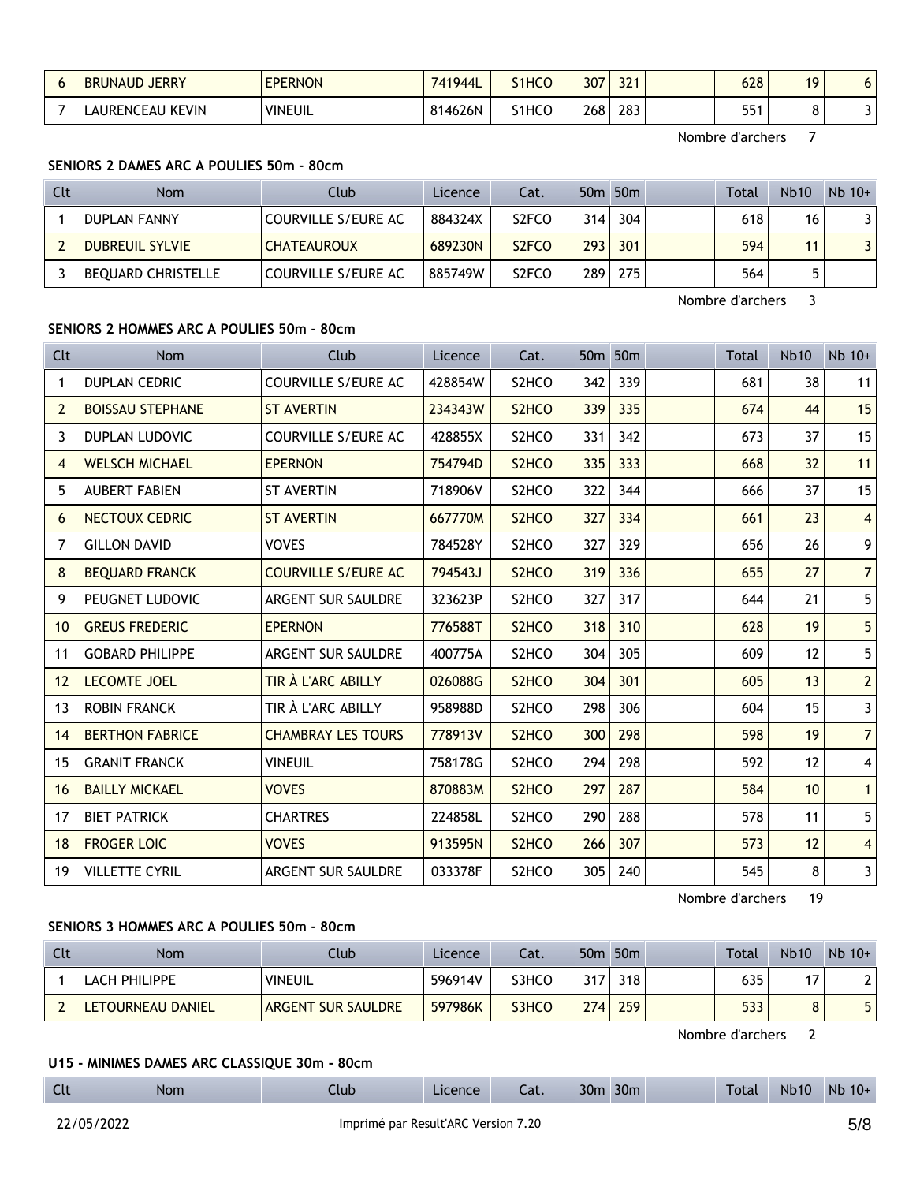| Clt | Nom | Club | Licence | Cat. | 50m | 50m | | | Total | Nb10 | Nb 10+ |
|---|---|---|---|---|---|---|---|---|---|---|---|
| 6 | BRUNAUD JERRY | EPERNON | 741944L | S1HCO | 307 | 321 | | | 628 | 19 | 6 |
| 7 | LAURENCEAU KEVIN | VINEUIL | 814626N | S1HCO | 268 | 283 | | | 551 | 8 | 3 |

Nombre d'archers 7

### SENIORS 2 DAMES ARC A POULIES 50m - 80cm

| Clt | Nom | Club | Licence | Cat. | 50m | 50m | | | Total | Nb10 | Nb 10+ |
|---|---|---|---|---|---|---|---|---|---|---|---|
| 1 | DUPLAN FANNY | COURVILLE S/EURE AC | 884324X | S2FCO | 314 | 304 | | | 618 | 16 | 3 |
| 2 | DUBREUIL SYLVIE | CHATEAUROUX | 689230N | S2FCO | 293 | 301 | | | 594 | 11 | 3 |
| 3 | BEQUARD CHRISTELLE | COURVILLE S/EURE AC | 885749W | S2FCO | 289 | 275 | | | 564 | 5 | |

Nombre d'archers 3

### SENIORS 2 HOMMES ARC A POULIES 50m - 80cm

| Clt | Nom | Club | Licence | Cat. | 50m | 50m | | | Total | Nb10 | Nb 10+ |
|---|---|---|---|---|---|---|---|---|---|---|---|
| 1 | DUPLAN CEDRIC | COURVILLE S/EURE AC | 428854W | S2HCO | 342 | 339 | | | 681 | 38 | 11 |
| 2 | BOISSAU STEPHANE | ST AVERTIN | 234343W | S2HCO | 339 | 335 | | | 674 | 44 | 15 |
| 3 | DUPLAN LUDOVIC | COURVILLE S/EURE AC | 428855X | S2HCO | 331 | 342 | | | 673 | 37 | 15 |
| 4 | WELSCH MICHAEL | EPERNON | 754794D | S2HCO | 335 | 333 | | | 668 | 32 | 11 |
| 5 | AUBERT FABIEN | ST AVERTIN | 718906V | S2HCO | 322 | 344 | | | 666 | 37 | 15 |
| 6 | NECTOUX CEDRIC | ST AVERTIN | 667770M | S2HCO | 327 | 334 | | | 661 | 23 | 4 |
| 7 | GILLON DAVID | VOVES | 784528Y | S2HCO | 327 | 329 | | | 656 | 26 | 9 |
| 8 | BEQUARD FRANCK | COURVILLE S/EURE AC | 794543J | S2HCO | 319 | 336 | | | 655 | 27 | 7 |
| 9 | PEUGNET LUDOVIC | ARGENT SUR SAULDRE | 323623P | S2HCO | 327 | 317 | | | 644 | 21 | 5 |
| 10 | GREUS FREDERIC | EPERNON | 776588T | S2HCO | 318 | 310 | | | 628 | 19 | 5 |
| 11 | GOBARD PHILIPPE | ARGENT SUR SAULDRE | 400775A | S2HCO | 304 | 305 | | | 609 | 12 | 5 |
| 12 | LECOMTE JOEL | TIR À L'ARC ABILLY | 026088G | S2HCO | 304 | 301 | | | 605 | 13 | 2 |
| 13 | ROBIN FRANCK | TIR À L'ARC ABILLY | 958988D | S2HCO | 298 | 306 | | | 604 | 15 | 3 |
| 14 | BERTHON FABRICE | CHAMBRAY LES TOURS | 778913V | S2HCO | 300 | 298 | | | 598 | 19 | 7 |
| 15 | GRANIT FRANCK | VINEUIL | 758178G | S2HCO | 294 | 298 | | | 592 | 12 | 4 |
| 16 | BAILLY MICKAEL | VOVES | 870883M | S2HCO | 297 | 287 | | | 584 | 10 | 1 |
| 17 | BIET PATRICK | CHARTRES | 224858L | S2HCO | 290 | 288 | | | 578 | 11 | 5 |
| 18 | FROGER LOIC | VOVES | 913595N | S2HCO | 266 | 307 | | | 573 | 12 | 4 |
| 19 | VILLETTE CYRIL | ARGENT SUR SAULDRE | 033378F | S2HCO | 305 | 240 | | | 545 | 8 | 3 |

Nombre d'archers 19

### SENIORS 3 HOMMES ARC A POULIES 50m - 80cm

| Clt | Nom | Club | Licence | Cat. | 50m | 50m | | | Total | Nb10 | Nb 10+ |
|---|---|---|---|---|---|---|---|---|---|---|---|
| 1 | LACH PHILIPPE | VINEUIL | 596914V | S3HCO | 317 | 318 | | | 635 | 17 | 2 |
| 2 | LETOURNEAU DANIEL | ARGENT SUR SAULDRE | 597986K | S3HCO | 274 | 259 | | | 533 | 8 | 5 |

Nombre d'archers 2

### U15 - MINIMES DAMES ARC CLASSIQUE 30m - 80cm

| Clt | Nom | Club | Licence | Cat. | 30m | 30m | | | Total | Nb10 | Nb 10+ |
|---|---|---|---|---|---|---|---|---|---|---|---|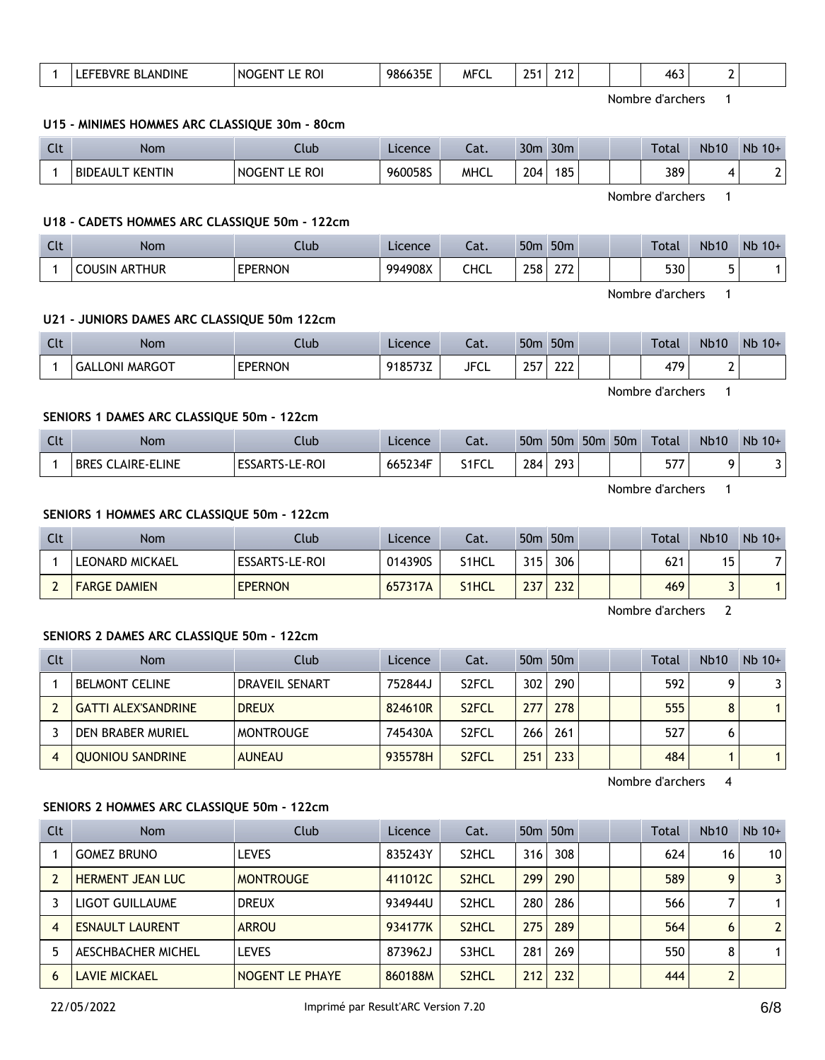| 1 | LEFEBVRE BLANDINE | NOGENT LE ROI | 986635E | MFCL | 251 | 212 | | | 463 | 2 | |
|---|---|---|---|---|---|---|---|---|---|---|---|

Nombre d'archers 1

### U15 - MINIMES HOMMES ARC CLASSIQUE 30m - 80cm

| Clt | Nom | Club | Licence | Cat. | 30m | 30m | | | Total | Nb10 | Nb 10+ |
|---|---|---|---|---|---|---|---|---|---|---|---|
| 1 | BIDEAULT KENTIN | NOGENT LE ROI | 960058S | MHCL | 204 | 185 | | | 389 | 4 | 2 |

Nombre d'archers 1

### U18 - CADETS HOMMES ARC CLASSIQUE 50m - 122cm

| Clt | Nom | Club | Licence | Cat. | 50m | 50m | | | Total | Nb10 | Nb 10+ |
|---|---|---|---|---|---|---|---|---|---|---|---|
| 1 | COUSIN ARTHUR | EPERNON | 994908X | CHCL | 258 | 272 | | | 530 | 5 | 1 |

Nombre d'archers 1

### U21 - JUNIORS DAMES ARC CLASSIQUE 50m 122cm

| Clt | Nom | Club | Licence | Cat. | 50m | 50m | | | Total | Nb10 | Nb 10+ |
|---|---|---|---|---|---|---|---|---|---|---|---|
| 1 | GALLONI MARGOT | EPERNON | 918573Z | JFCL | 257 | 222 | | | 479 | 2 | |

Nombre d'archers 1

### SENIORS 1 DAMES ARC CLASSIQUE 50m - 122cm

| Clt | Nom | Club | Licence | Cat. | 50m | 50m | 50m | 50m | Total | Nb10 | Nb 10+ |
|---|---|---|---|---|---|---|---|---|---|---|---|
| 1 | BRES CLAIRE-ELINE | ESSARTS-LE-ROI | 665234F | S1FCL | 284 | 293 | | | 577 | 9 | 3 |

Nombre d'archers 1

### SENIORS 1 HOMMES ARC CLASSIQUE 50m - 122cm

| Clt | Nom | Club | Licence | Cat. | 50m | 50m | | | Total | Nb10 | Nb 10+ |
|---|---|---|---|---|---|---|---|---|---|---|---|
| 1 | LEONARD MICKAEL | ESSARTS-LE-ROI | 014390S | S1HCL | 315 | 306 | | | 621 | 15 | 7 |
| 2 | FARGE DAMIEN | EPERNON | 657317A | S1HCL | 237 | 232 | | | 469 | 3 | 1 |

Nombre d'archers 2

### SENIORS 2 DAMES ARC CLASSIQUE 50m - 122cm

| Clt | Nom | Club | Licence | Cat. | 50m | 50m | | | Total | Nb10 | Nb 10+ |
|---|---|---|---|---|---|---|---|---|---|---|---|
| 1 | BELMONT CELINE | DRAVEIL SENART | 752844J | S2FCL | 302 | 290 | | | 592 | 9 | 3 |
| 2 | GATTI ALEX'SANDRINE | DREUX | 824610R | S2FCL | 277 | 278 | | | 555 | 8 | 1 |
| 3 | DEN BRABER MURIEL | MONTROUGE | 745430A | S2FCL | 266 | 261 | | | 527 | 6 | |
| 4 | QUONIOU SANDRINE | AUNEAU | 935578H | S2FCL | 251 | 233 | | | 484 | 1 | 1 |

Nombre d'archers 4

### SENIORS 2 HOMMES ARC CLASSIQUE 50m - 122cm

| Clt | Nom | Club | Licence | Cat. | 50m | 50m | | | Total | Nb10 | Nb 10+ |
|---|---|---|---|---|---|---|---|---|---|---|---|
| 1 | GOMEZ BRUNO | LEVES | 835243Y | S2HCL | 316 | 308 | | | 624 | 16 | 10 |
| 2 | HERMENT JEAN LUC | MONTROUGE | 411012C | S2HCL | 299 | 290 | | | 589 | 9 | 3 |
| 3 | LIGOT GUILLAUME | DREUX | 934944U | S2HCL | 280 | 286 | | | 566 | 7 | 1 |
| 4 | ESNAULT LAURENT | ARROU | 934177K | S2HCL | 275 | 289 | | | 564 | 6 | 2 |
| 5 | AESCHBACHER MICHEL | LEVES | 873962J | S3HCL | 281 | 269 | | | 550 | 8 | 1 |
| 6 | LAVIE MICKAEL | NOGENT LE PHAYE | 860188M | S2HCL | 212 | 232 | | | 444 | 2 | |

22/05/2022 Imprimé par Result'ARC Version 7.20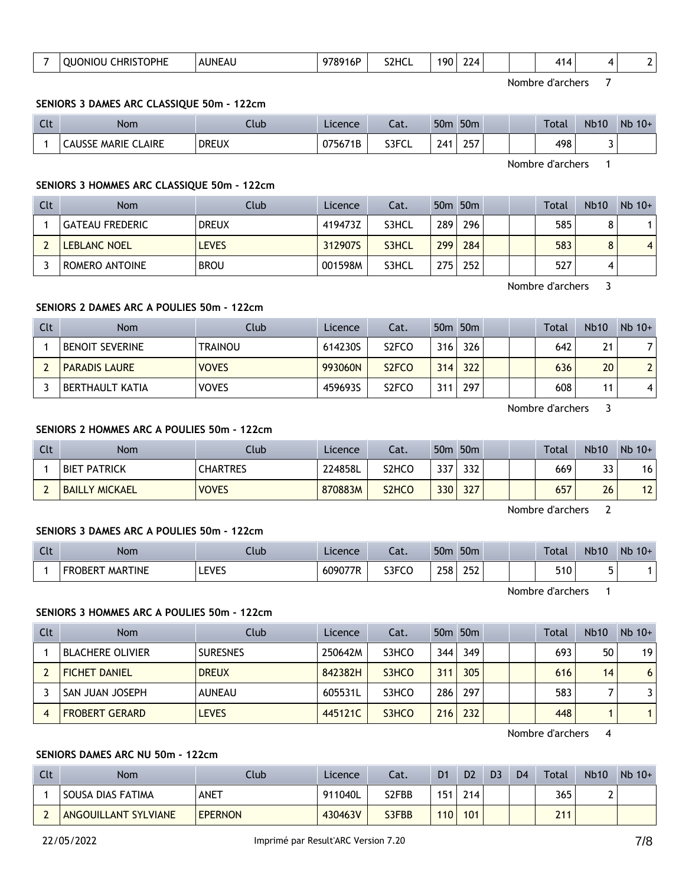| 7 | QUONIOU CHRISTOPHE | AUNEAU | 978916P | S2HCL | 190 | 224 | | | 414 | 4 | 2 |
|---|---|---|---|---|---|---|---|---|---|---|---|

Nombre d'archers 7

### SENIORS 3 DAMES ARC CLASSIQUE 50m - 122cm

| Clt | Nom | Club | Licence | Cat. | 50m | 50m | | | Total | Nb10 | Nb 10+ |
|---|---|---|---|---|---|---|---|---|---|---|---|
| 1 | CAUSSE MARIE CLAIRE | DREUX | 075671B | S3FCL | 241 | 257 | | | 498 | 3 | |

Nombre d'archers 1

### SENIORS 3 HOMMES ARC CLASSIQUE 50m - 122cm

| Clt | Nom | Club | Licence | Cat. | 50m | 50m | | | Total | Nb10 | Nb 10+ |
|---|---|---|---|---|---|---|---|---|---|---|---|
| 1 | GATEAU FREDERIC | DREUX | 419473Z | S3HCL | 289 | 296 | | | 585 | 8 | 1 |
| 2 | LEBLANC NOEL | LEVES | 312907S | S3HCL | 299 | 284 | | | 583 | 8 | 4 |
| 3 | ROMERO ANTOINE | BROU | 001598M | S3HCL | 275 | 252 | | | 527 | 4 | |

Nombre d'archers 3

### SENIORS 2 DAMES ARC A POULIES 50m - 122cm

| Clt | Nom | Club | Licence | Cat. | 50m | 50m | | | Total | Nb10 | Nb 10+ |
|---|---|---|---|---|---|---|---|---|---|---|---|
| 1 | BENOIT SEVERINE | TRAINOU | 614230S | S2FCO | 316 | 326 | | | 642 | 21 | 7 |
| 2 | PARADIS LAURE | VOVES | 993060N | S2FCO | 314 | 322 | | | 636 | 20 | 2 |
| 3 | BERTHAULT KATIA | VOVES | 459693S | S2FCO | 311 | 297 | | | 608 | 11 | 4 |

Nombre d'archers 3

### SENIORS 2 HOMMES ARC A POULIES 50m - 122cm

| Clt | Nom | Club | Licence | Cat. | 50m | 50m | | | Total | Nb10 | Nb 10+ |
|---|---|---|---|---|---|---|---|---|---|---|---|
| 1 | BIET PATRICK | CHARTRES | 224858L | S2HCO | 337 | 332 | | | 669 | 33 | 16 |
| 2 | BAILLY MICKAEL | VOVES | 870883M | S2HCO | 330 | 327 | | | 657 | 26 | 12 |

Nombre d'archers 2

### SENIORS 3 DAMES ARC A POULIES 50m - 122cm

| Clt | Nom | Club | Licence | Cat. | 50m | 50m | | | Total | Nb10 | Nb 10+ |
|---|---|---|---|---|---|---|---|---|---|---|---|
| 1 | FROBERT MARTINE | LEVES | 609077R | S3FCO | 258 | 252 | | | 510 | 5 | 1 |

Nombre d'archers 1

### SENIORS 3 HOMMES ARC A POULIES 50m - 122cm

| Clt | Nom | Club | Licence | Cat. | 50m | 50m | | | Total | Nb10 | Nb 10+ |
|---|---|---|---|---|---|---|---|---|---|---|---|
| 1 | BLACHERE OLIVIER | SURESNES | 250642M | S3HCO | 344 | 349 | | | 693 | 50 | 19 |
| 2 | FICHET DANIEL | DREUX | 842382H | S3HCO | 311 | 305 | | | 616 | 14 | 6 |
| 3 | SAN JUAN JOSEPH | AUNEAU | 605531L | S3HCO | 286 | 297 | | | 583 | 7 | 3 |
| 4 | FROBERT GERARD | LEVES | 445121C | S3HCO | 216 | 232 | | | 448 | 1 | 1 |

Nombre d'archers 4

### SENIORS DAMES ARC NU 50m - 122cm

| Clt | Nom | Club | Licence | Cat. | D1 | D2 | D3 | D4 | Total | Nb10 | Nb 10+ |
|---|---|---|---|---|---|---|---|---|---|---|---|
| 1 | SOUSA DIAS FATIMA | ANET | 911040L | S2FBB | 151 | 214 | | | 365 | 2 | |
| 2 | ANGOUILLANT SYLVIANE | EPERNON | 430463V | S3FBB | 110 | 101 | | | 211 | | |

22/05/2022 Imprimé par Result'ARC Version 7.20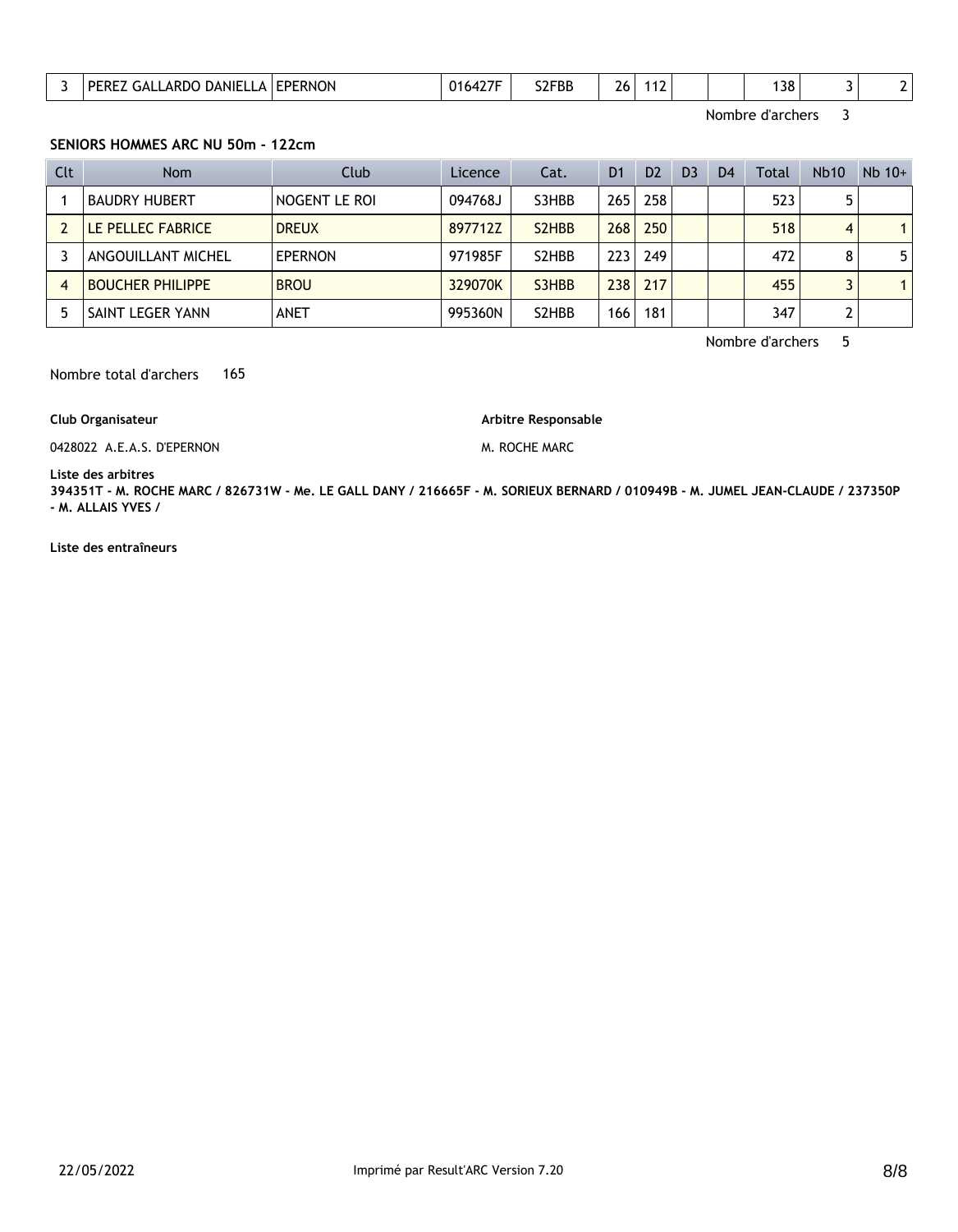| | | | | | | | | | | | |
|---|---|---|---|---|---|---|---|---|---|---|---|
| 3 | PEREZ GALLARDO DANIELLA | EPERNON | 016427F | S2FBB | 26 | 112 | | | 138 | 3 | 2 |

Nombre d'archers 3

**SENIORS HOMMES ARC NU 50m - 122cm**

| Clt | Nom | Club | Licence | Cat. | D1 | D2 | D3 | D4 | Total | Nb10 | Nb 10+ |
|---|---|---|---|---|---|---|---|---|---|---|---|
| 1 | BAUDRY HUBERT | NOGENT LE ROI | 094768J | S3HBB | 265 | 258 | | | 523 | 5 | |
| 2 | LE PELLEC FABRICE | DREUX | 897712Z | S2HBB | 268 | 250 | | | 518 | 4 | 1 |
| 3 | ANGOUILLANT MICHEL | EPERNON | 971985F | S2HBB | 223 | 249 | | | 472 | 8 | 5 |
| 4 | BOUCHER PHILIPPE | BROU | 329070K | S3HBB | 238 | 217 | | | 455 | 3 | 1 |
| 5 | SAINT LEGER YANN | ANET | 995360N | S2HBB | 166 | 181 | | | 347 | 2 | |

Nombre d'archers 5

Nombre total d'archers 165

**Club Organisateur**

0428022 A.E.A.S. D'EPERNON

**Arbitre Responsable**

M. ROCHE MARC

**Liste des arbitres**

**394351T - M. ROCHE MARC / 826731W - Me. LE GALL DANY / 216665F - M. SORIEUX BERNARD / 010949B - M. JUMEL JEAN-CLAUDE / 237350P - M. ALLAIS YVES /**

**Liste des entraîneurs**

22/05/2022 Imprimé par Result'ARC Version 7.20